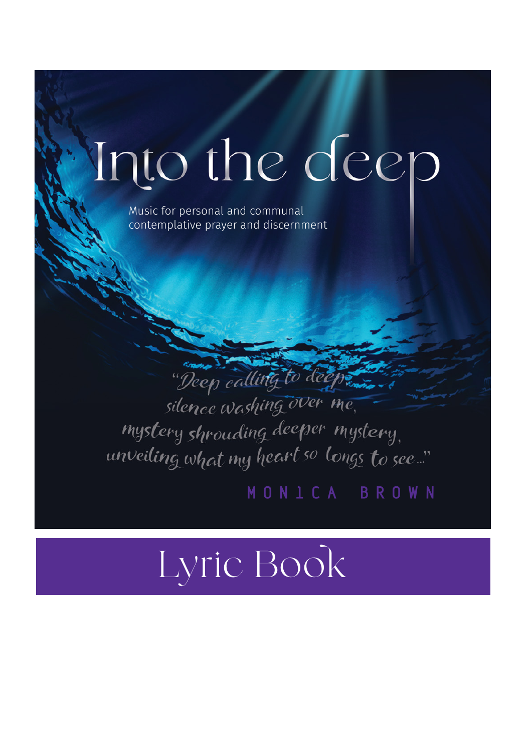# Into the deep

Music for personal and communal contemplative prayer and discernment

*"Deep calling to deep,*
*silence washing over me,*
*mystery shrouding deeper mystery,*
*unveiling what my heart so longs to see..."*

MONICA BROWN

## Lyric Book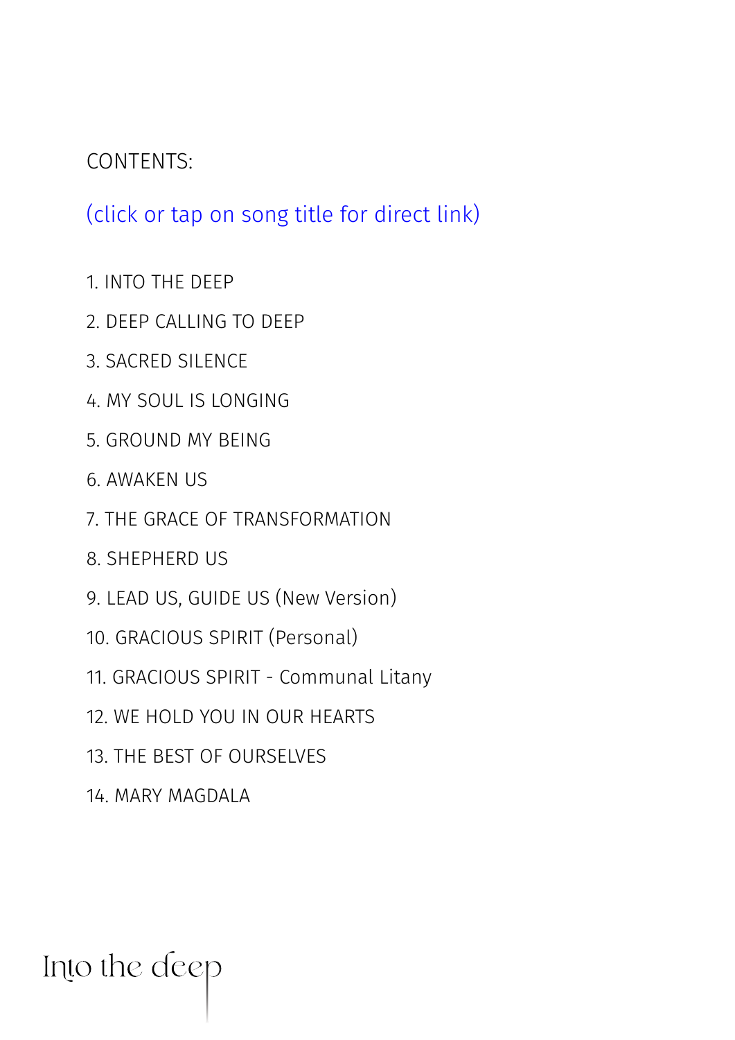CONTENTS:

(click or tap on song title for direct link)

1. INTO THE DEEP
2. DEEP CALLING TO DEEP
3. SACRED SILENCE
4. MY SOUL IS LONGING
5. GROUND MY BEING
6. AWAKEN US
7. THE GRACE OF TRANSFORMATION
8. SHEPHERD US
9. LEAD US, GUIDE US (New Version)
10. GRACIOUS SPIRIT (Personal)
11. GRACIOUS SPIRIT - Communal Litany
12. WE HOLD YOU IN OUR HEARTS
13. THE BEST OF OURSELVES
14. MARY MAGDALA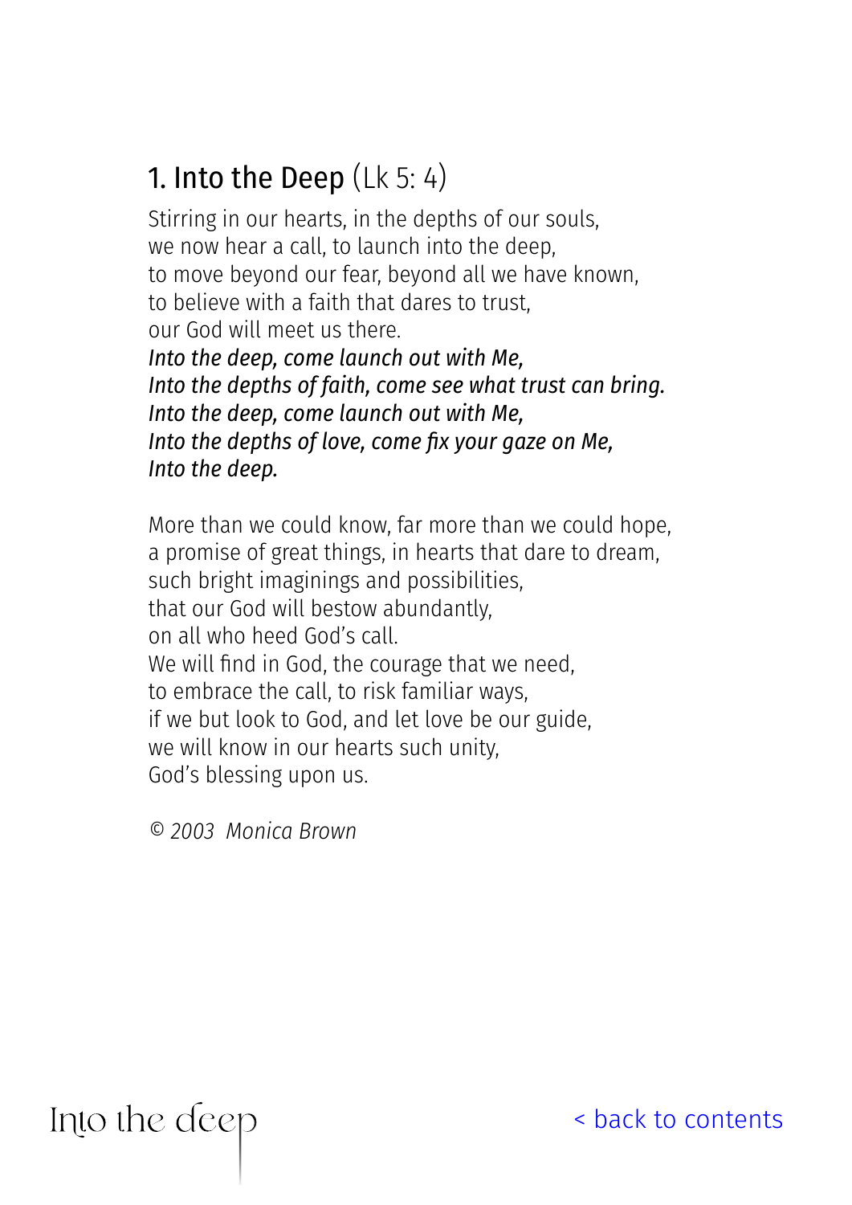## 1. Into the Deep (Lk 5: 4)

Stirring in our hearts, in the depths of our souls,
we now hear a call, to launch into the deep,
to move beyond our fear, beyond all we have known,
to believe with a faith that dares to trust,
our God will meet us there.
*Into the deep, come launch out with Me,*
*Into the depths of faith, come see what trust can bring.*
*Into the deep, come launch out with Me,*
*Into the depths of love, come fix your gaze on Me,*
*Into the deep.*

More than we could know, far more than we could hope,
a promise of great things, in hearts that dare to dream,
such bright imaginings and possibilities,
that our God will bestow abundantly,
on all who heed God's call.
We will find in God, the courage that we need,
to embrace the call, to risk familiar ways,
if we but look to God, and let love be our guide,
we will know in our hearts such unity,
God's blessing upon us.

*© 2003 Monica Brown*

< back to contents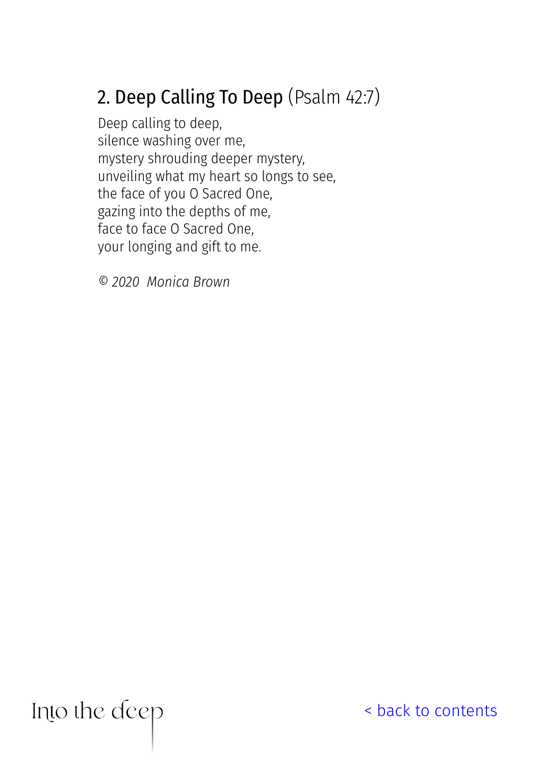## 2. Deep Calling To Deep (Psalm 42:7)

Deep calling to deep,  
silence washing over me,  
mystery shrouding deeper mystery,  
unveiling what my heart so longs to see,  
the face of you O Sacred One,  
gazing into the depths of me,  
face to face O Sacred One,  
your longing and gift to me.

*© 2020  Monica Brown*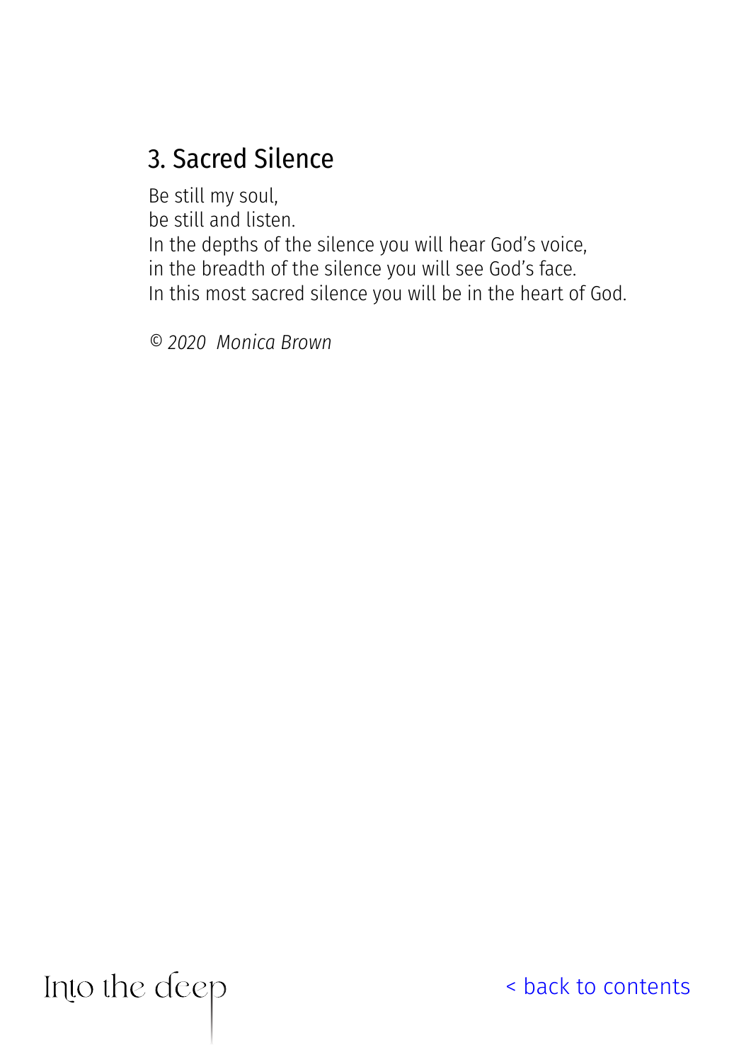## 3. Sacred Silence

Be still my soul,
be still and listen.
In the depths of the silence you will hear God's voice,
in the breadth of the silence you will see God's face.
In this most sacred silence you will be in the heart of God.

*© 2020 Monica Brown*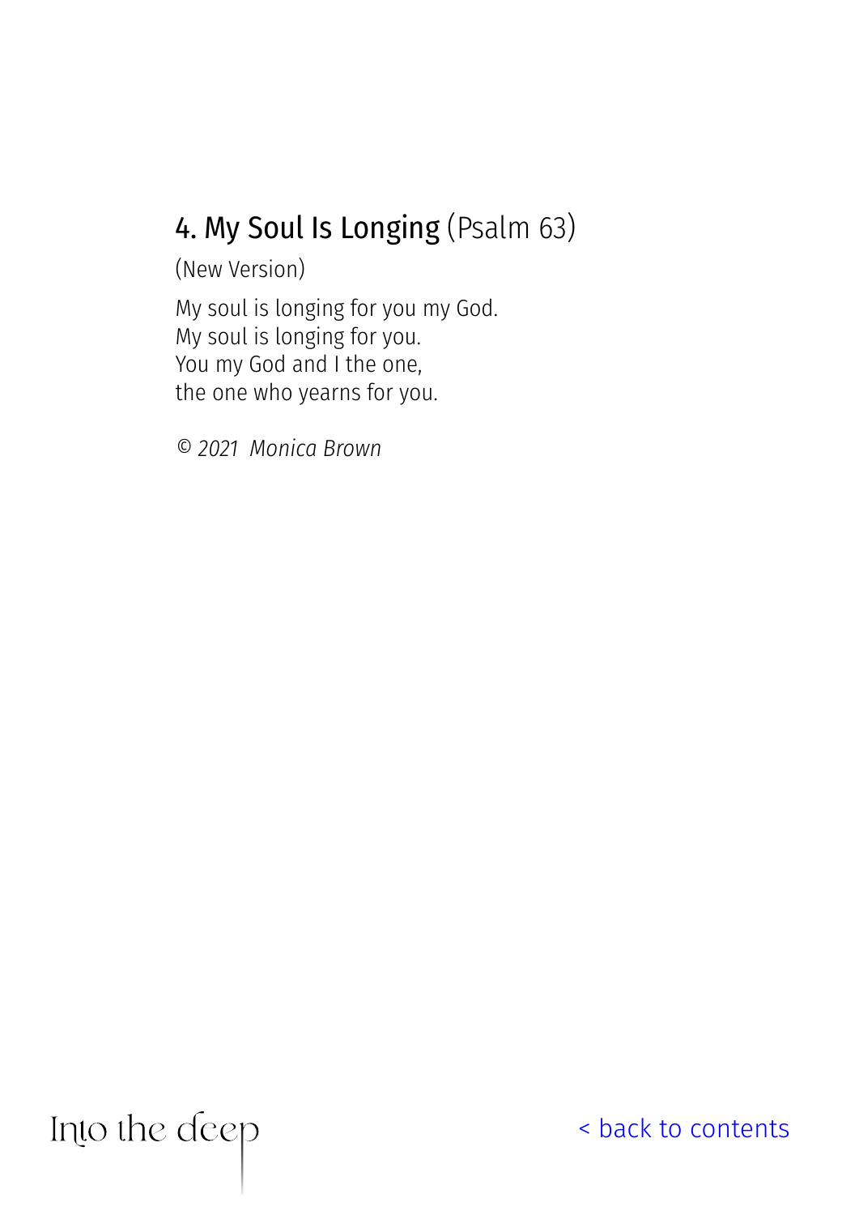## 4. My Soul Is Longing (Psalm 63)

(New Version)

My soul is longing for you my God.
My soul is longing for you.
You my God and I the one,
the one who yearns for you.

*© 2021 Monica Brown*

Into the deep

< back to contents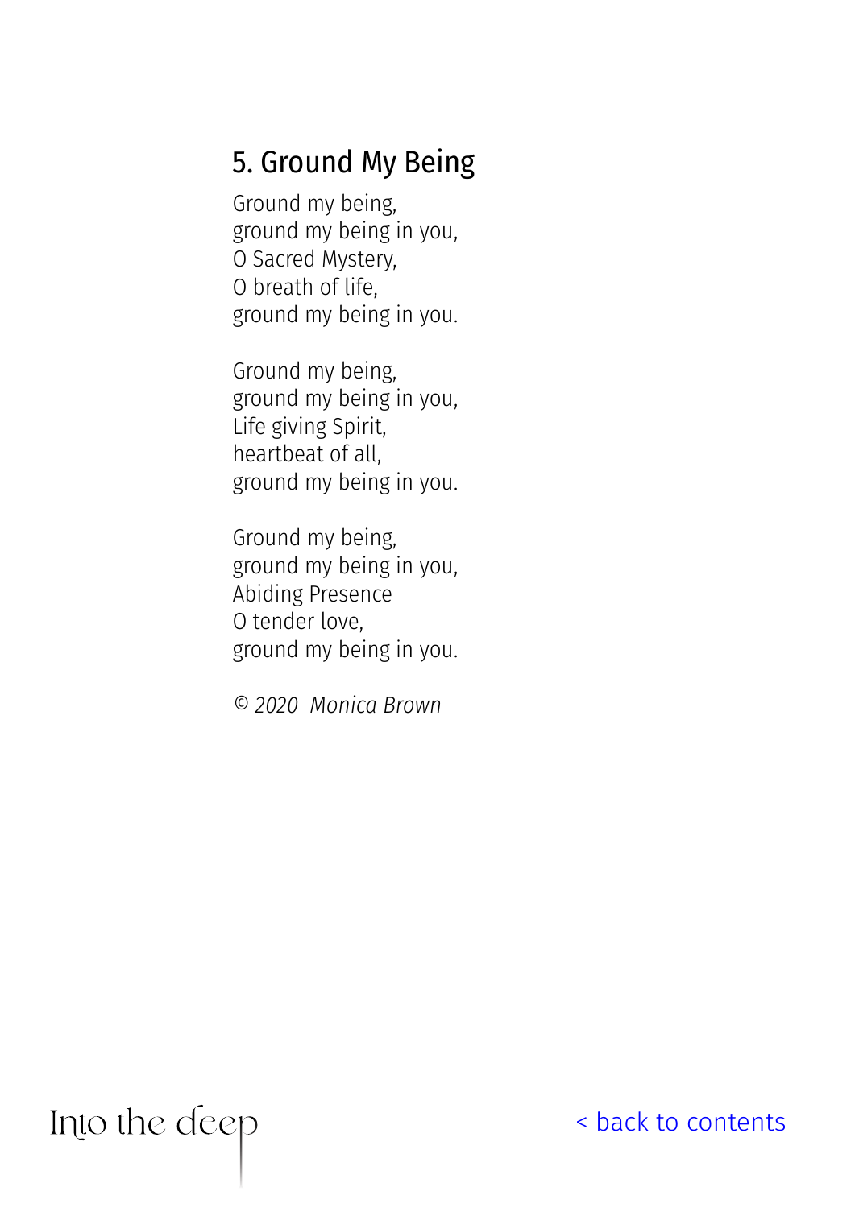## 5. Ground My Being

Ground my being,  
ground my being in you,  
O Sacred Mystery,  
O breath of life,  
ground my being in you.

Ground my being,  
ground my being in you,  
Life giving Spirit,  
heartbeat of all,  
ground my being in you.

Ground my being,  
ground my being in you,  
Abiding Presence  
O tender love,  
ground my being in you.

*© 2020 Monica Brown*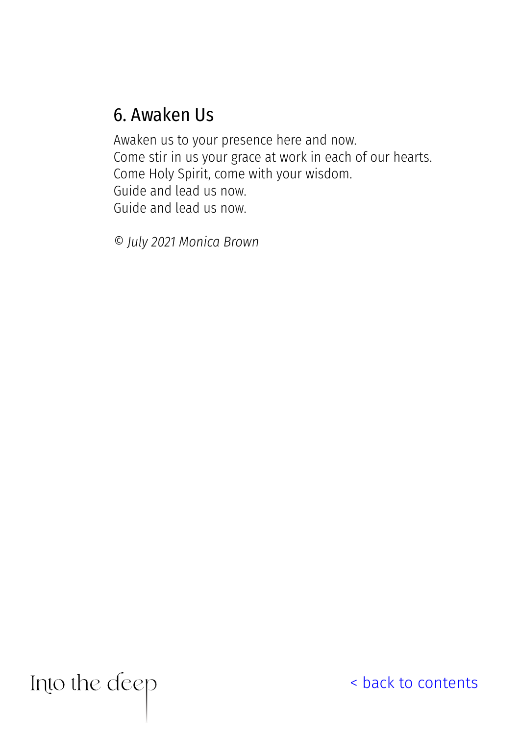## 6. Awaken Us

Awaken us to your presence here and now.
Come stir in us your grace at work in each of our hearts.
Come Holy Spirit, come with your wisdom.
Guide and lead us now.
Guide and lead us now.

*© July 2021 Monica Brown*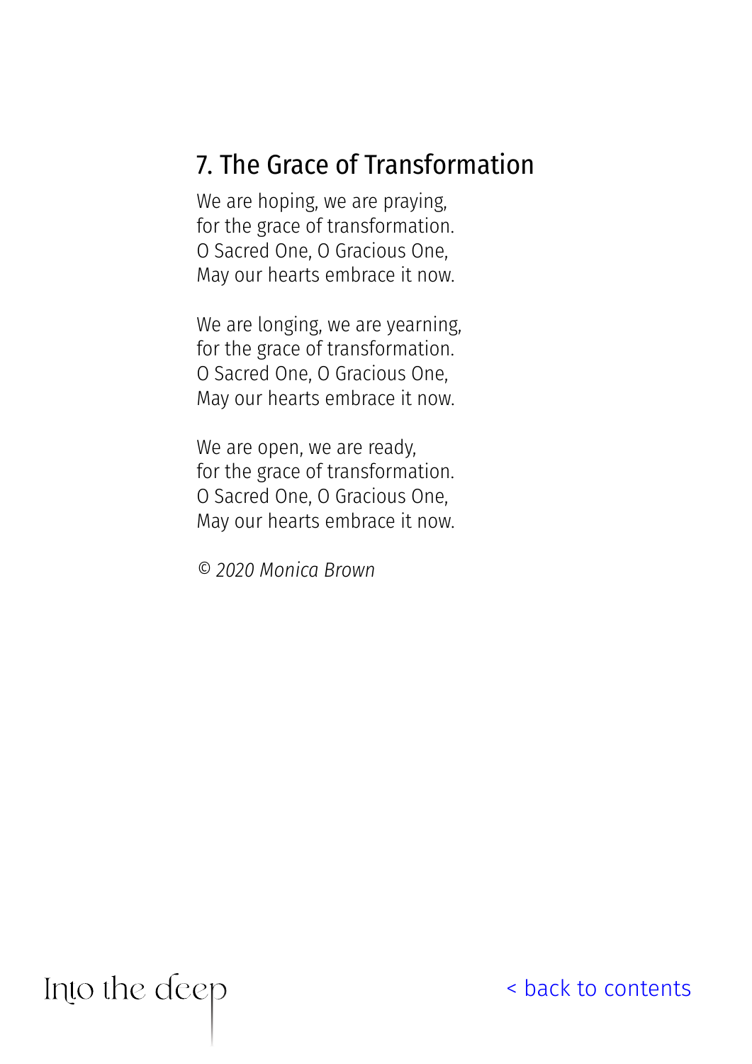## 7. The Grace of Transformation

We are hoping, we are praying,  
for the grace of transformation.  
O Sacred One, O Gracious One,  
May our hearts embrace it now.

We are longing, we are yearning,  
for the grace of transformation.  
O Sacred One, O Gracious One,  
May our hearts embrace it now.

We are open, we are ready,  
for the grace of transformation.  
O Sacred One, O Gracious One,  
May our hearts embrace it now.

*© 2020 Monica Brown*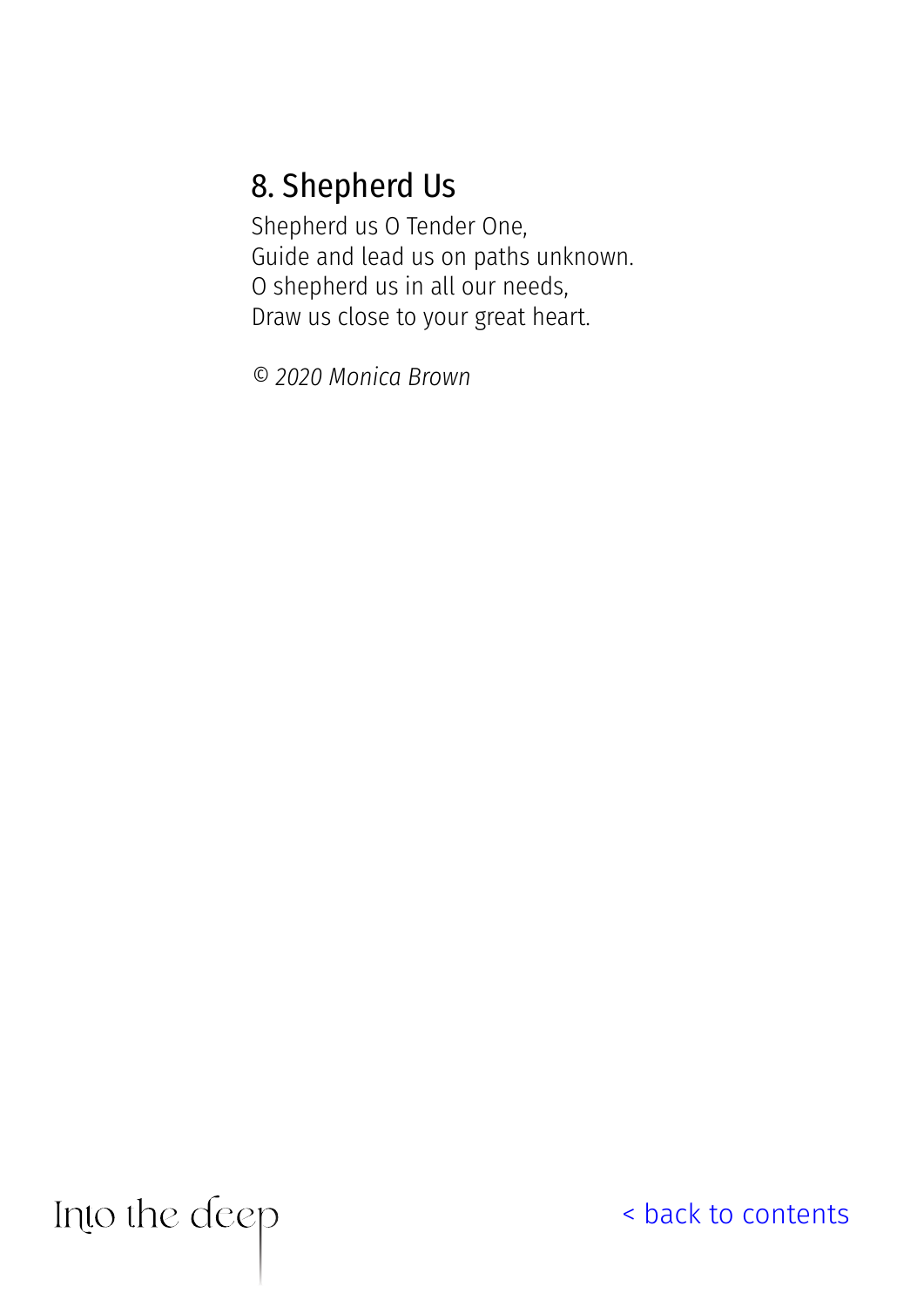## 8. Shepherd Us

Shepherd us O Tender One,
Guide and lead us on paths unknown.
O shepherd us in all our needs,
Draw us close to your great heart.

*© 2020 Monica Brown*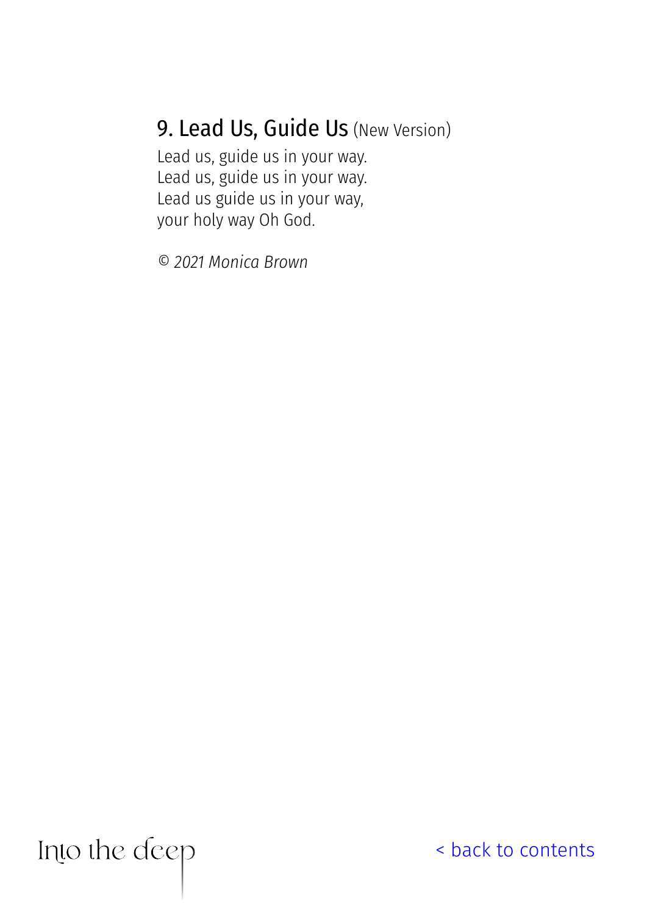## 9. Lead Us, Guide Us (New Version)

Lead us, guide us in your way.
Lead us, guide us in your way.
Lead us guide us in your way,
your holy way Oh God.

*© 2021 Monica Brown*

Into the deep

< back to contents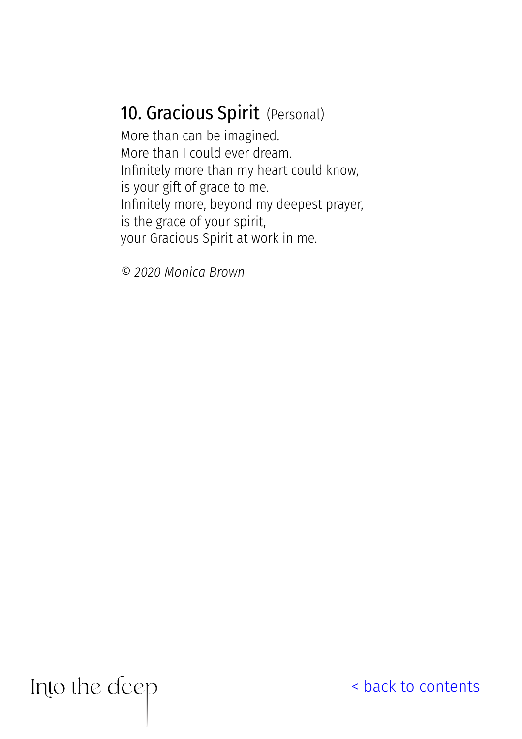## 10. Gracious Spirit (Personal)

More than can be imagined.  
More than I could ever dream.  
Infinitely more than my heart could know,  
is your gift of grace to me.  
Infinitely more, beyond my deepest prayer,  
is the grace of your spirit,  
your Gracious Spirit at work in me.

*© 2020 Monica Brown*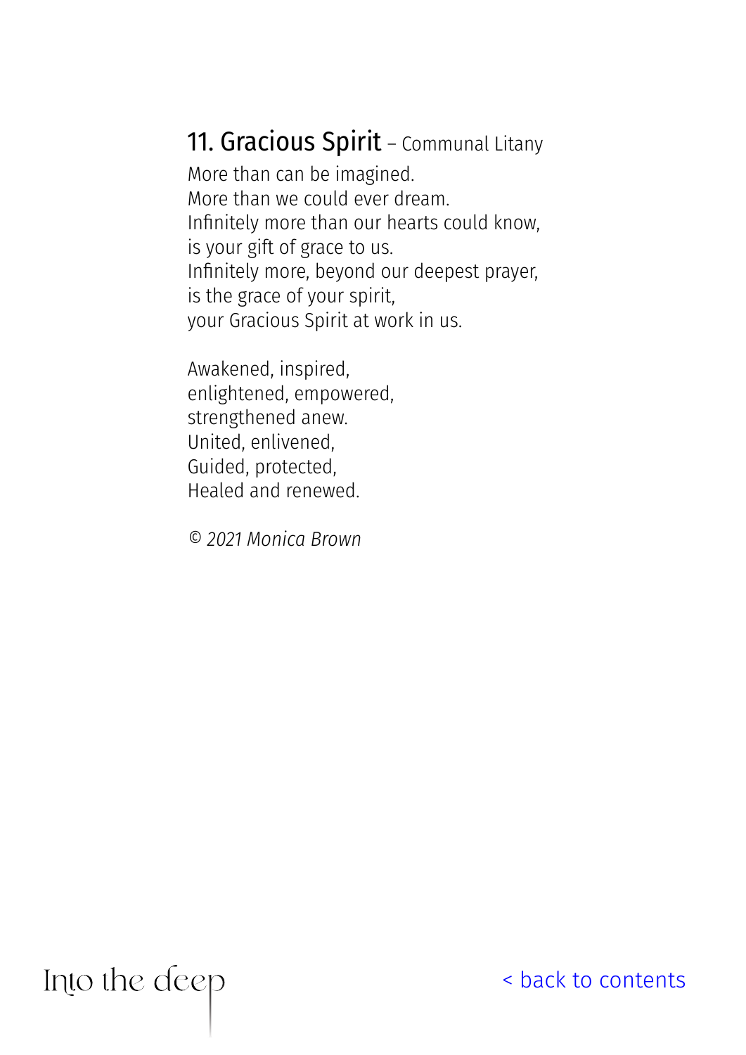## 11. Gracious Spirit – Communal Litany

More than can be imagined.
More than we could ever dream.
Infinitely more than our hearts could know,
is your gift of grace to us.
Infinitely more, beyond our deepest prayer,
is the grace of your spirit,
your Gracious Spirit at work in us.

Awakened, inspired,
enlightened, empowered,
strengthened anew.
United, enlivened,
Guided, protected,
Healed and renewed.

*© 2021 Monica Brown*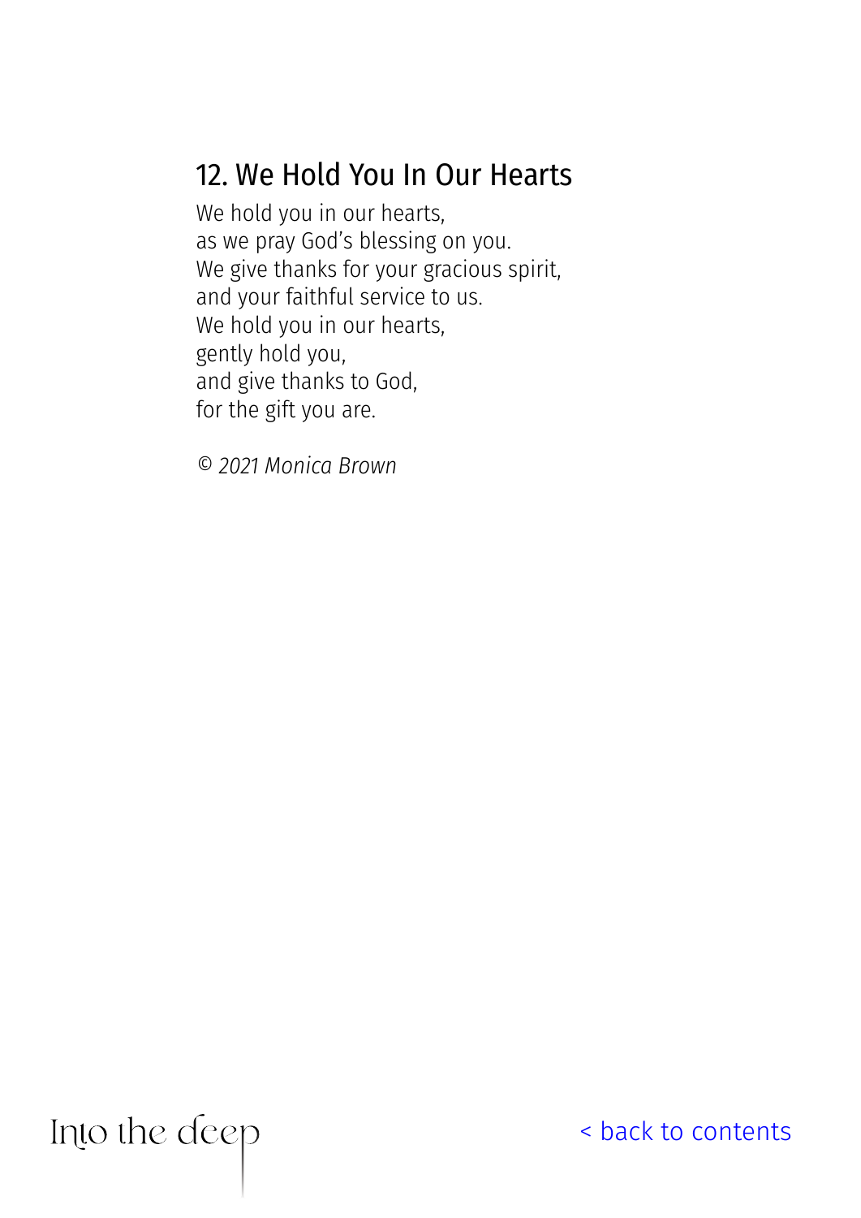## 12. We Hold You In Our Hearts

We hold you in our hearts,
as we pray God's blessing on you.
We give thanks for your gracious spirit,
and your faithful service to us.
We hold you in our hearts,
gently hold you,
and give thanks to God,
for the gift you are.

*© 2021 Monica Brown*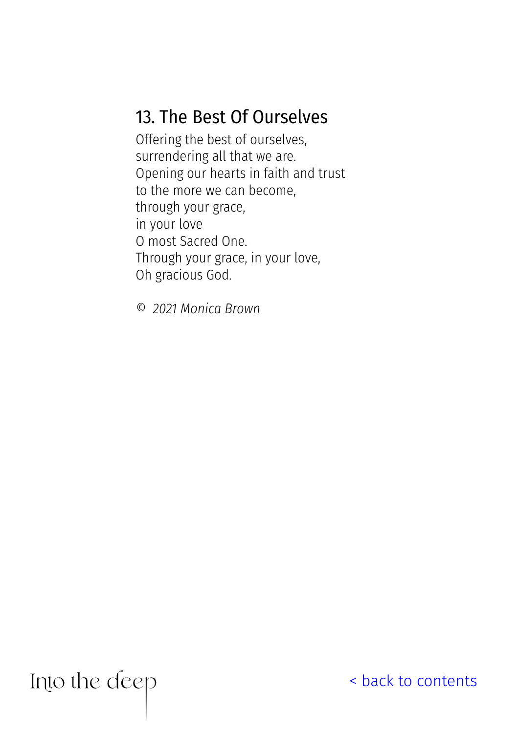## 13. The Best Of Ourselves

Offering the best of ourselves,
surrendering all that we are.
Opening our hearts in faith and trust
to the more we can become,
through your grace,
in your love
O most Sacred One.
Through your grace, in your love,
Oh gracious God.

*© 2021 Monica Brown*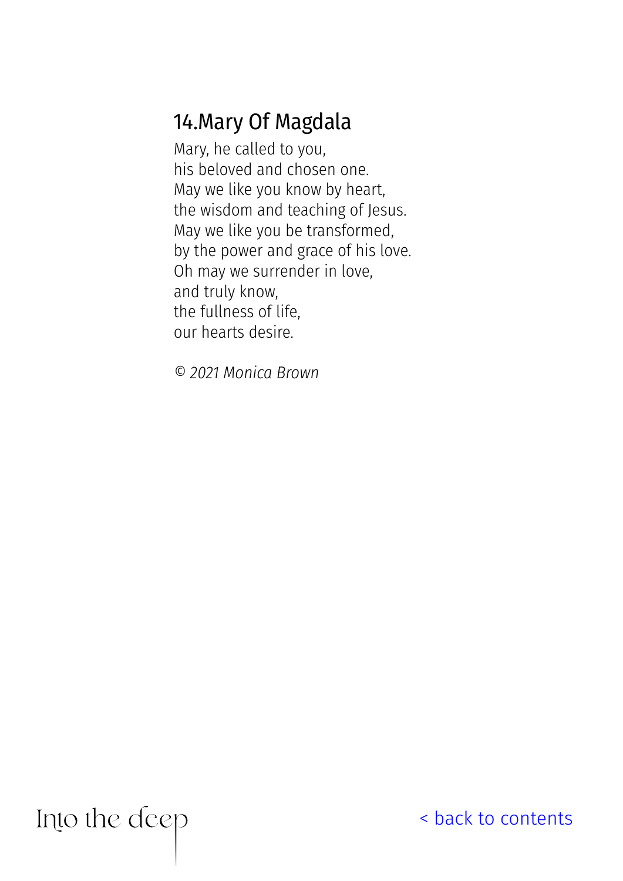## 14.Mary Of Magdala

Mary, he called to you,  
his beloved and chosen one.  
May we like you know by heart,  
the wisdom and teaching of Jesus.  
May we like you be transformed,  
by the power and grace of his love.  
Oh may we surrender in love,  
and truly know,  
the fullness of life,  
our hearts desire.

*© 2021 Monica Brown*